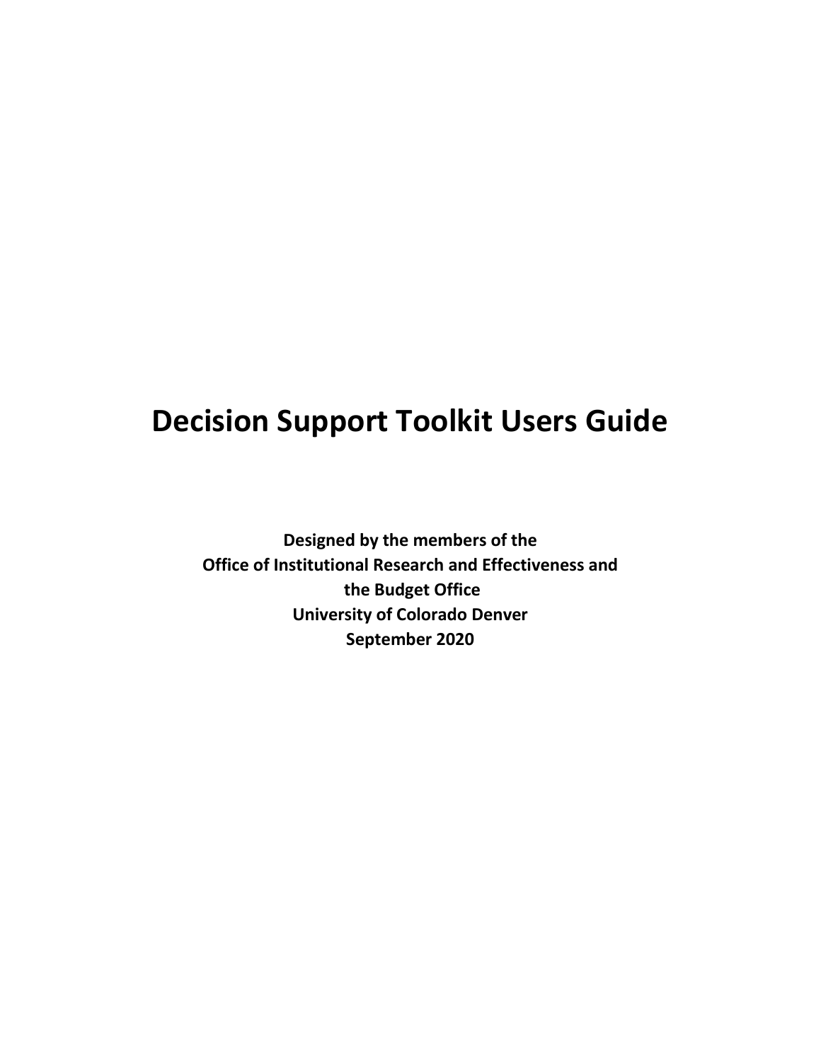# Decision Support Toolkit Users Guide

**Designed by the members of the**
**Office of Institutional Research and Effectiveness and**
**the Budget Office**
**University of Colorado Denver**
**September 2020**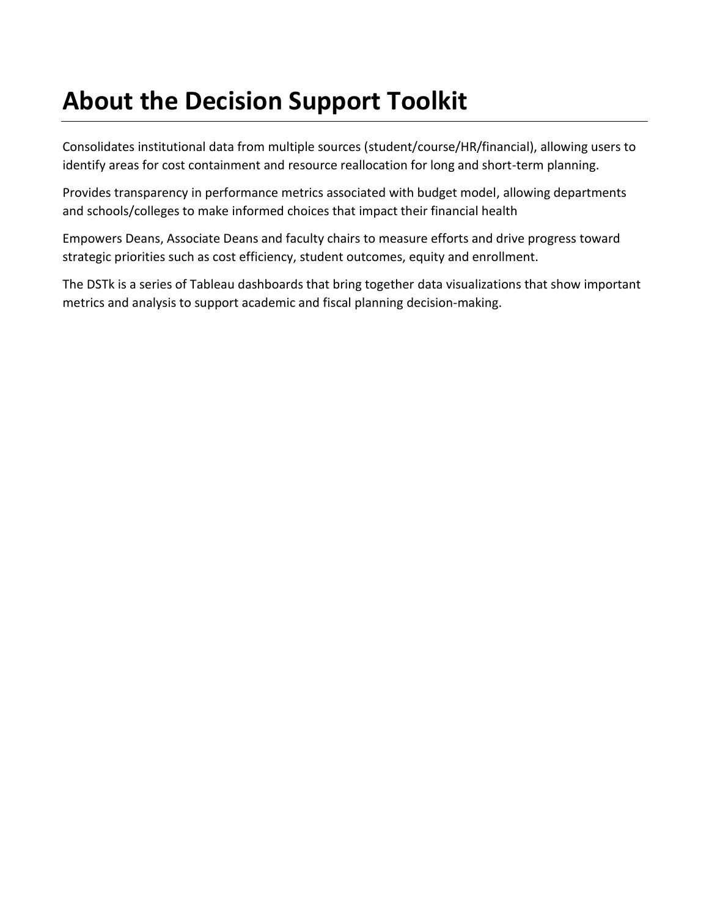# About the Decision Support Toolkit

Consolidates institutional data from multiple sources (student/course/HR/financial), allowing users to identify areas for cost containment and resource reallocation for long and short-term planning.

Provides transparency in performance metrics associated with budget model, allowing departments and schools/colleges to make informed choices that impact their financial health

Empowers Deans, Associate Deans and faculty chairs to measure efforts and drive progress toward strategic priorities such as cost efficiency, student outcomes, equity and enrollment.

The DSTk is a series of Tableau dashboards that bring together data visualizations that show important metrics and analysis to support academic and fiscal planning decision-making.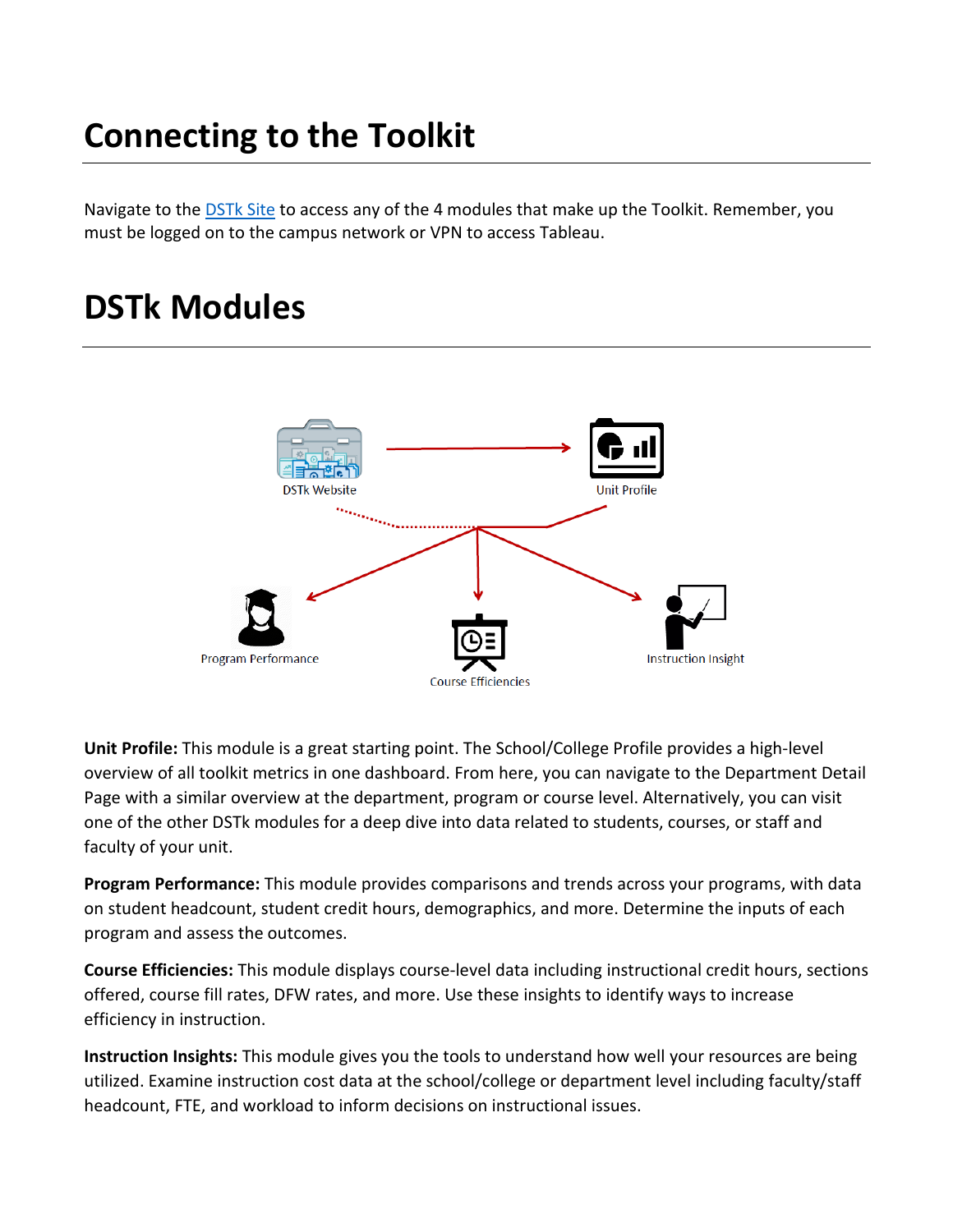# Connecting to the Toolkit

Navigate to the DSTk Site to access any of the 4 modules that make up the Toolkit. Remember, you must be logged on to the campus network or VPN to access Tableau.

# DSTk Modules

DSTk Website

Unit Profile

Program Performance

Course Efficiencies

Instruction Insight

**Unit Profile:** This module is a great starting point. The School/College Profile provides a high-level overview of all toolkit metrics in one dashboard. From here, you can navigate to the Department Detail Page with a similar overview at the department, program or course level. Alternatively, you can visit one of the other DSTk modules for a deep dive into data related to students, courses, or staff and faculty of your unit.

**Program Performance:** This module provides comparisons and trends across your programs, with data on student headcount, student credit hours, demographics, and more. Determine the inputs of each program and assess the outcomes.

**Course Efficiencies:** This module displays course-level data including instructional credit hours, sections offered, course fill rates, DFW rates, and more. Use these insights to identify ways to increase efficiency in instruction.

**Instruction Insights:** This module gives you the tools to understand how well your resources are being utilized. Examine instruction cost data at the school/college or department level including faculty/staff headcount, FTE, and workload to inform decisions on instructional issues.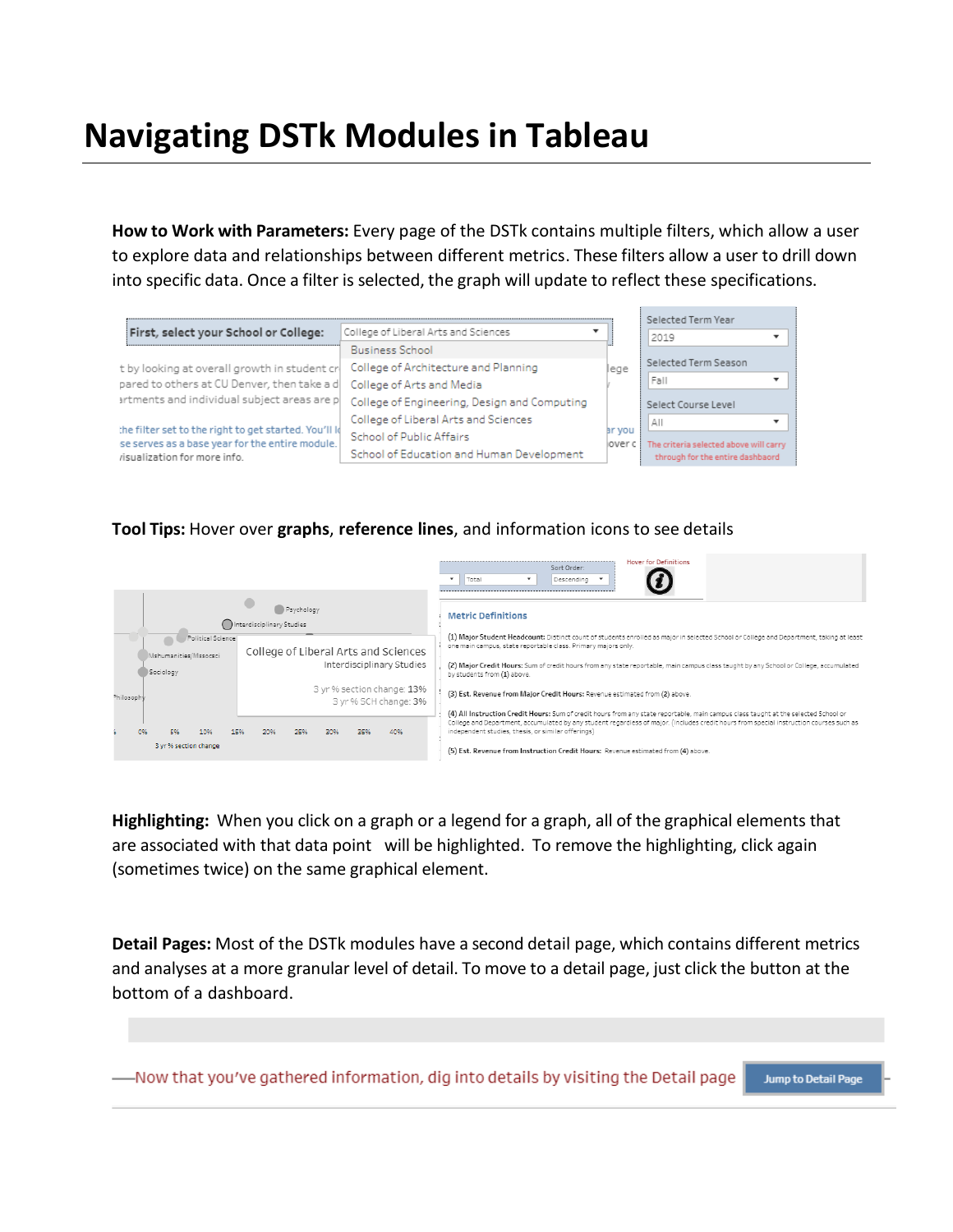# Navigating DSTk Modules in Tableau

**How to Work with Parameters:** Every page of the DSTk contains multiple filters, which allow a user to explore data and relationships between different metrics. These filters allow a user to drill down into specific data. Once a filter is selected, the graph will update to reflect these specifications.

**Tool Tips:** Hover over **graphs**, **reference lines**, and information icons to see details

**Highlighting:** When you click on a graph or a legend for a graph, all of the graphical elements that are associated with that data point will be highlighted. To remove the highlighting, click again (sometimes twice) on the same graphical element.

**Detail Pages:** Most of the DSTk modules have a second detail page, which contains different metrics and analyses at a more granular level of detail. To move to a detail page, just click the button at the bottom of a dashboard.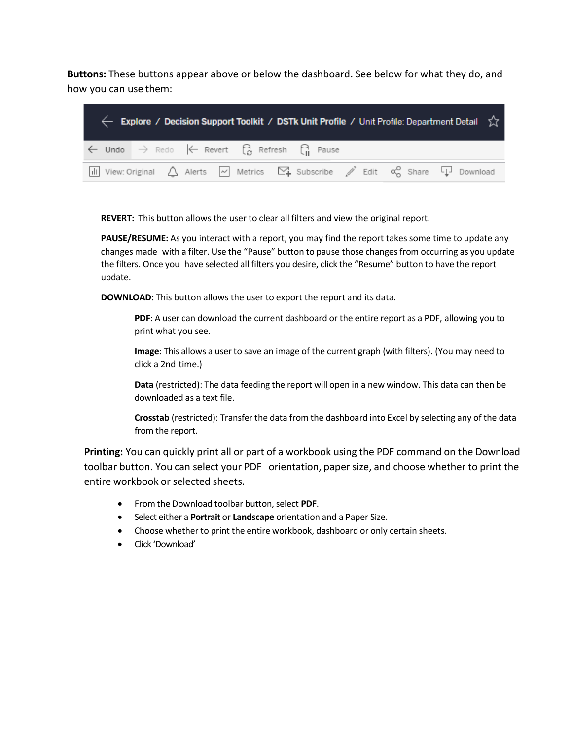**Buttons:** These buttons appear above or below the dashboard. See below for what they do, and how you can use them:

Explore / Decision Support Toolkit / DSTk Unit Profile / Unit Profile: Department Detail

Undo | Redo | Revert | Refresh | Pause

View: Original | Alerts | Metrics | Subscribe | Edit | Share | Download

**REVERT:** This button allows the user to clear all filters and view the original report.

**PAUSE/RESUME:** As you interact with a report, you may find the report takes some time to update any changes made with a filter. Use the "Pause" button to pause those changes from occurring as you update the filters. Once you have selected all filters you desire, click the "Resume" button to have the report update.

**DOWNLOAD:** This button allows the user to export the report and its data.

> **PDF**: A user can download the current dashboard or the entire report as a PDF, allowing you to print what you see.
>
> **Image**: This allows a user to save an image of the current graph (with filters). (You may need to click a 2nd time.)
>
> **Data** (restricted): The data feeding the report will open in a new window. This data can then be downloaded as a text file.
>
> **Crosstab** (restricted): Transfer the data from the dashboard into Excel by selecting any of the data from the report.

**Printing:** You can quickly print all or part of a workbook using the PDF command on the Download toolbar button. You can select your PDF orientation, paper size, and choose whether to print the entire workbook or selected sheets.

- From the Download toolbar button, select **PDF**.
- Select either a **Portrait** or **Landscape** orientation and a Paper Size.
- Choose whether to print the entire workbook, dashboard or only certain sheets.
- Click 'Download'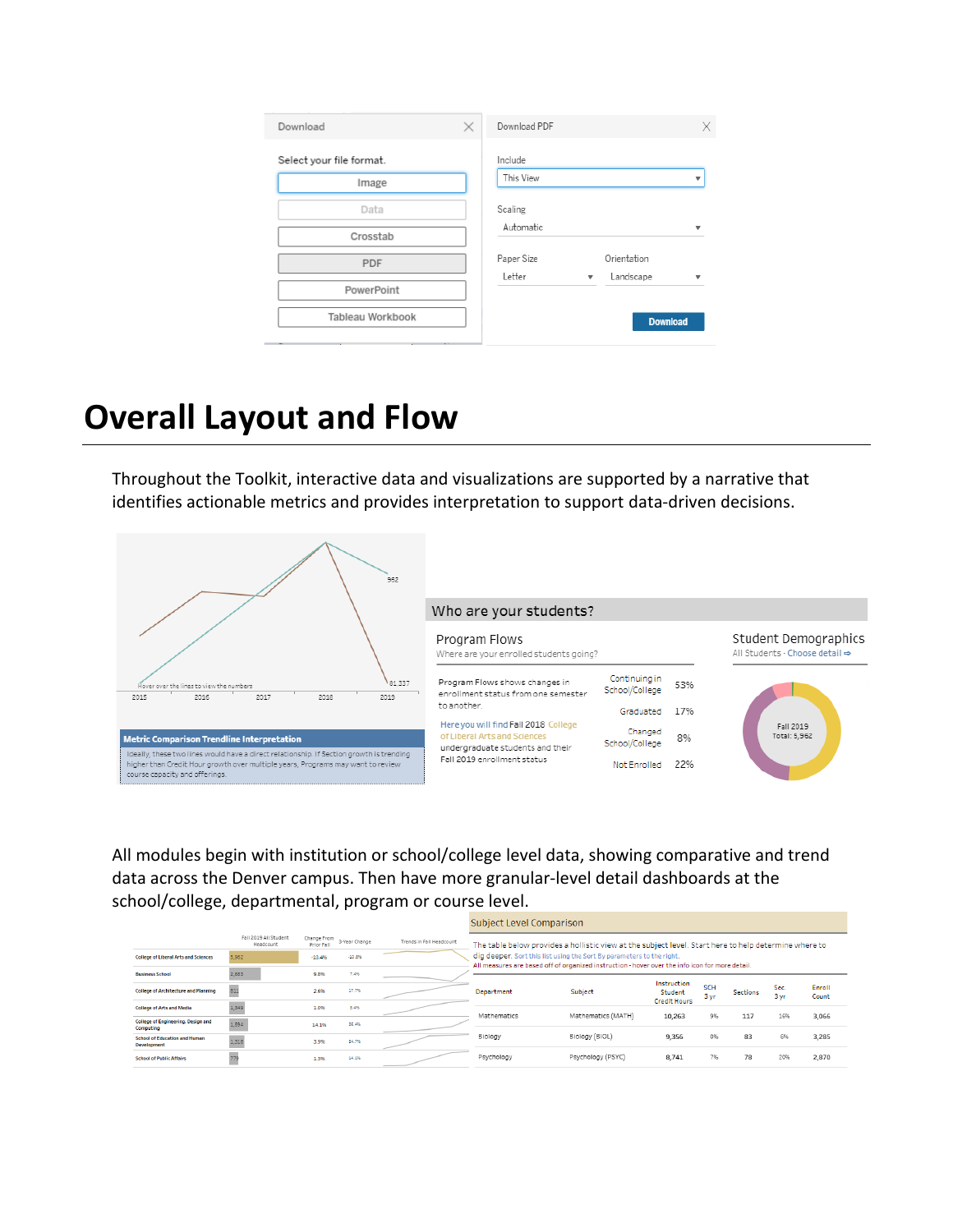# Overall Layout and Flow

Throughout the Toolkit, interactive data and visualizations are supported by a narrative that identifies actionable metrics and provides interpretation to support data-driven decisions.

All modules begin with institution or school/college level data, showing comparative and trend data across the Denver campus. Then have more granular-level detail dashboards at the school/college, departmental, program or course level.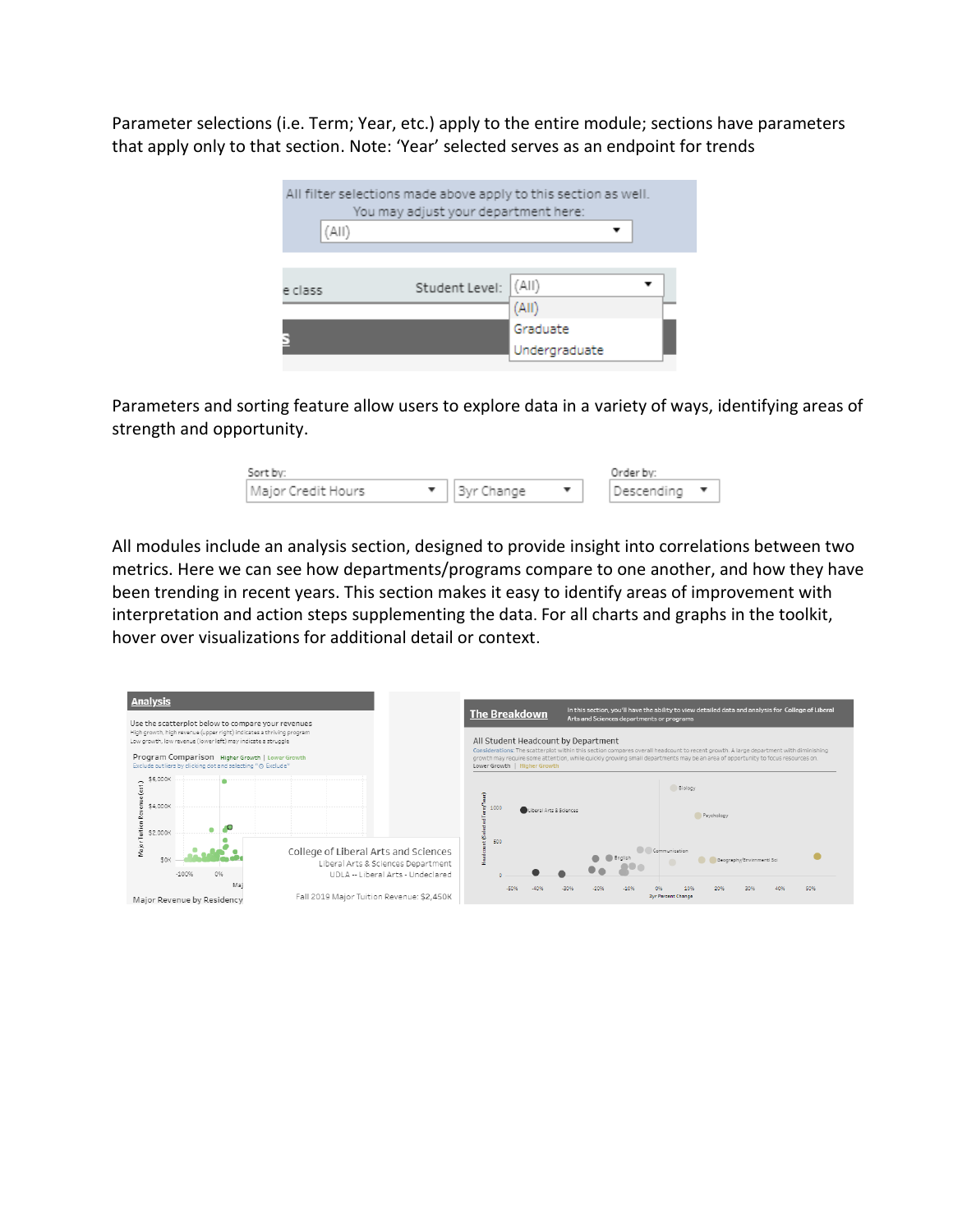Parameter selections (i.e. Term; Year, etc.) apply to the entire module; sections have parameters that apply only to that section. Note: 'Year' selected serves as an endpoint for trends

All filter selections made above apply to this section as well.
You may adjust your department here:
(All)

e class
Student Level: (All)
(All)
Graduate
Undergraduate

Parameters and sorting feature allow users to explore data in a variety of ways, identifying areas of strength and opportunity.

Sort by:
Major Credit Hours
3yr Change
Order by:
Descending

All modules include an analysis section, designed to provide insight into correlations between two metrics. Here we can see how departments/programs compare to one another, and how they have been trending in recent years. This section makes it easy to identify areas of improvement with interpretation and action steps supplementing the data. For all charts and graphs in the toolkit, hover over visualizations for additional detail or context.

Analysis

Use the scatterplot below to compare your revenues
High growth, high revenue (upper right) indicates a thriving program
Low growth, low revenue (lower left) may indicate a struggle

Program Comparison Higher Growth | Lower Growth
Exclude outliers by clicking dot and selecting "Exclude"

$6,000K
$4,000K
$2,000K
$0K
-100%
0%

College of Liberal Arts and Sciences
Liberal Arts & Sciences Department
UDLA -- Liberal Arts - Undeclared

Fall 2019 Major Tuition Revenue: $2,450K

Major Revenue by Residency

The Breakdown

In this section, you'll have the ability to view detailed data and analysis for College of Liberal Arts and Sciences departments or programs

All Student Headcount by Department

Considerations: The scatterplot within this section compares overall headcount to recent growth. A large department with diminishing growth may require some attention, while quickly growing small departments may be an area of opportunity to focus resources on.
Lower Growth | Higher Growth

Biology
Liberal Arts & Sciences
Psychology
Communication
English
Geography/Environmental Sci

1000
500
0
-50%
-40%
-30%
-20%
-10%
0%
10%
20%
30%
40%
50%
3yr Percent Change